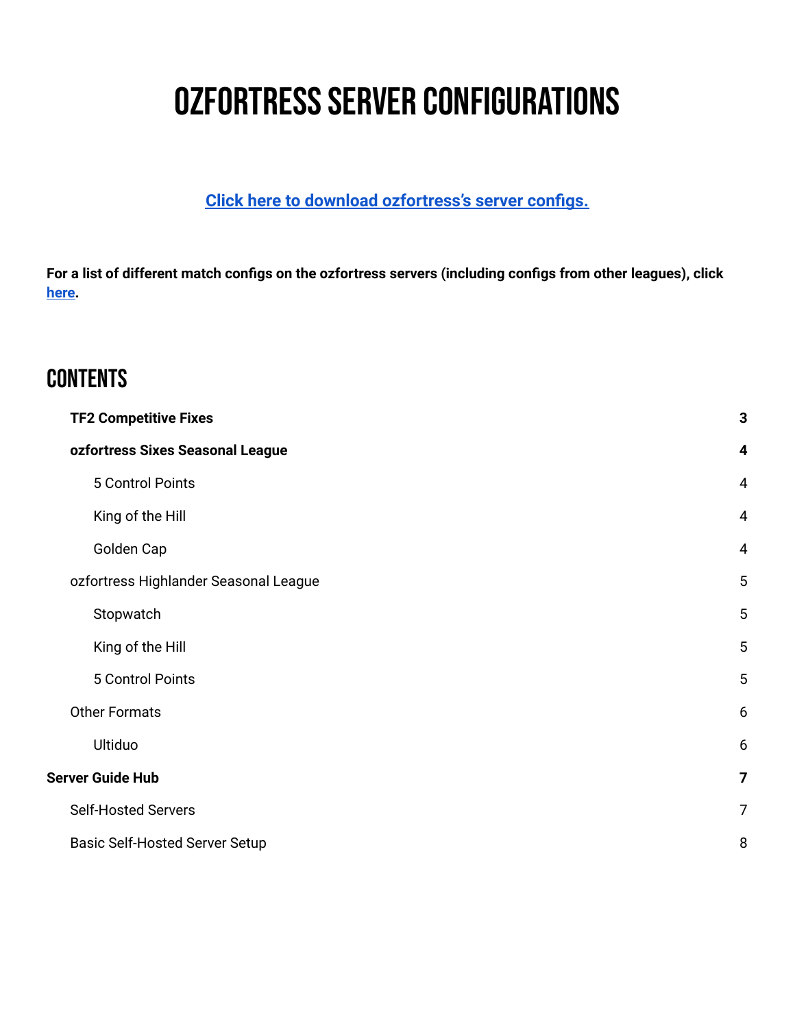# OZFORTRESS SERVER CONFIGURATIONS

**[Click here to download ozfortress's server configs.]()**

**For a list of different match configs on the ozfortress servers (including configs from other leagues), click [here]().**

## CONTENTS

- **TF2 Competitive Fixes** — 3
- **ozfortress Sixes Seasonal League** — 4
  - 5 Control Points — 4
  - King of the Hill — 4
  - Golden Cap — 4
- ozfortress Highlander Seasonal League — 5
  - Stopwatch — 5
  - King of the Hill — 5
  - 5 Control Points — 5
- Other Formats — 6
  - Ultiduo — 6

**Server Guide Hub** — 7

- Self-Hosted Servers — 7
- Basic Self-Hosted Server Setup — 8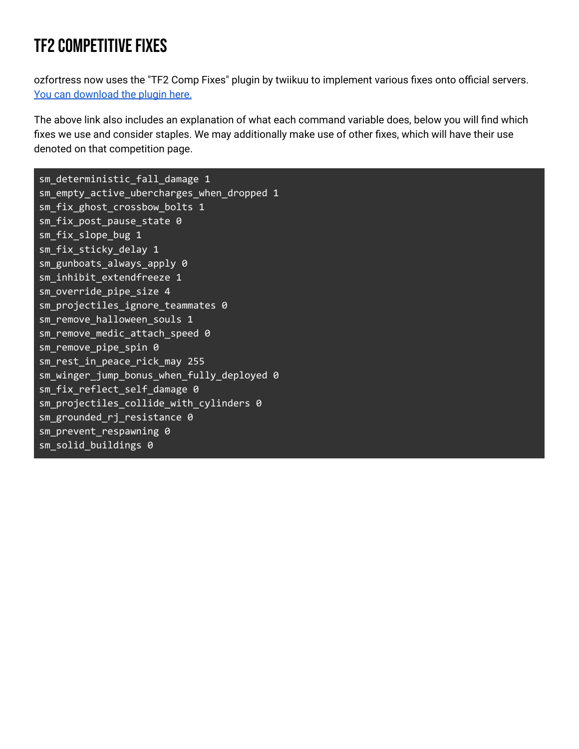# TF2 COMPETITIVE FIXES

ozfortress now uses the "TF2 Comp Fixes" plugin by twiikuu to implement various fixes onto official servers. [You can download the plugin here.]()

The above link also includes an explanation of what each command variable does, below you will find which fixes we use and consider staples. We may additionally make use of other fixes, which will have their use denoted on that competition page.

```
sm_deterministic_fall_damage 1
sm_empty_active_ubercharges_when_dropped 1
sm_fix_ghost_crossbow_bolts 1
sm_fix_post_pause_state 0
sm_fix_slope_bug 1
sm_fix_sticky_delay 1
sm_gunboats_always_apply 0
sm_inhibit_extendfreeze 1
sm_override_pipe_size 4
sm_projectiles_ignore_teammates 0
sm_remove_halloween_souls 1
sm_remove_medic_attach_speed 0
sm_remove_pipe_spin 0
sm_rest_in_peace_rick_may 255
sm_winger_jump_bonus_when_fully_deployed 0
sm_fix_reflect_self_damage 0
sm_projectiles_collide_with_cylinders 0
sm_grounded_rj_resistance 0
sm_prevent_respawning 0
sm_solid_buildings 0
```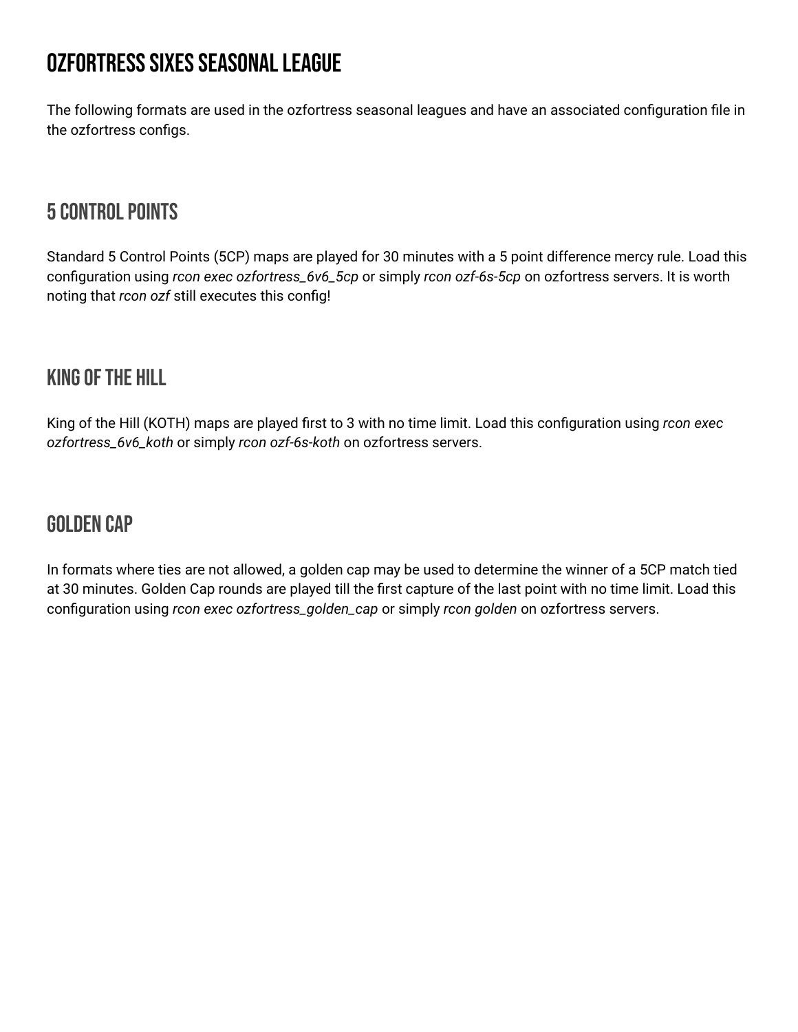# OZFORTRESS SIXES SEASONAL LEAGUE

The following formats are used in the ozfortress seasonal leagues and have an associated configuration file in the ozfortress configs.

## 5 CONTROL POINTS

Standard 5 Control Points (5CP) maps are played for 30 minutes with a 5 point difference mercy rule. Load this configuration using *rcon exec ozfortress_6v6_5cp* or simply *rcon ozf-6s-5cp* on ozfortress servers. It is worth noting that *rcon ozf* still executes this config!

## KING OF THE HILL

King of the Hill (KOTH) maps are played first to 3 with no time limit. Load this configuration using *rcon exec ozfortress_6v6_koth* or simply *rcon ozf-6s-koth* on ozfortress servers.

## GOLDEN CAP

In formats where ties are not allowed, a golden cap may be used to determine the winner of a 5CP match tied at 30 minutes. Golden Cap rounds are played till the first capture of the last point with no time limit. Load this configuration using *rcon exec ozfortress_golden_cap* or simply *rcon golden* on ozfortress servers.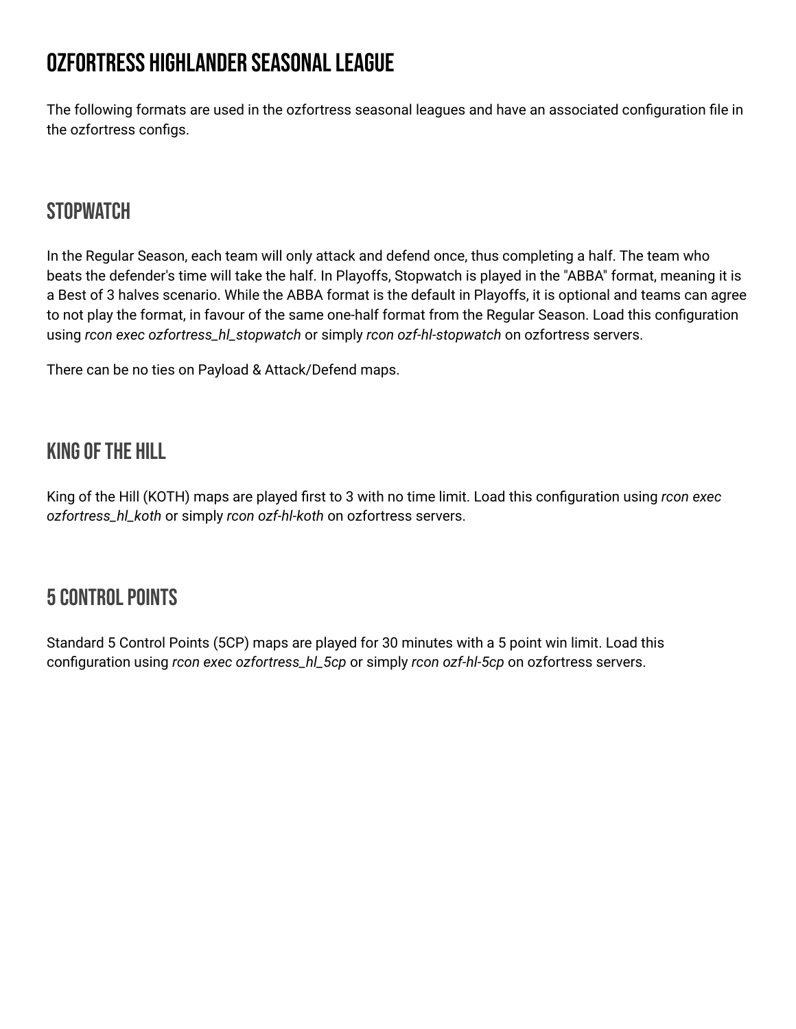# OZFORTRESS HIGHLANDER SEASONAL LEAGUE

The following formats are used in the ozfortress seasonal leagues and have an associated configuration file in the ozfortress configs.

## STOPWATCH

In the Regular Season, each team will only attack and defend once, thus completing a half. The team who beats the defender's time will take the half. In Playoffs, Stopwatch is played in the "ABBA" format, meaning it is a Best of 3 halves scenario. While the ABBA format is the default in Playoffs, it is optional and teams can agree to not play the format, in favour of the same one-half format from the Regular Season. Load this configuration using *rcon exec ozfortress_hl_stopwatch* or simply *rcon ozf-hl-stopwatch* on ozfortress servers.

There can be no ties on Payload & Attack/Defend maps.

## KING OF THE HILL

King of the Hill (KOTH) maps are played first to 3 with no time limit. Load this configuration using *rcon exec ozfortress_hl_koth* or simply *rcon ozf-hl-koth* on ozfortress servers.

## 5 CONTROL POINTS

Standard 5 Control Points (5CP) maps are played for 30 minutes with a 5 point win limit. Load this configuration using *rcon exec ozfortress_hl_5cp* or simply *rcon ozf-hl-5cp* on ozfortress servers.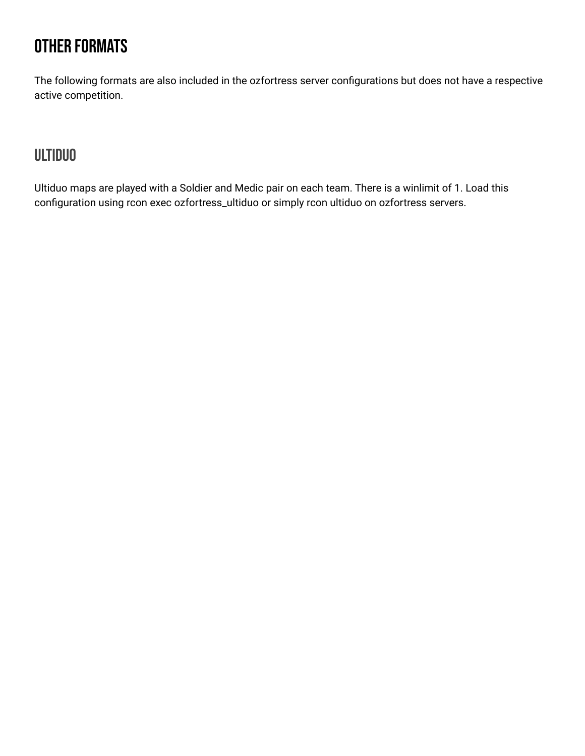# OTHER FORMATS

The following formats are also included in the ozfortress server configurations but does not have a respective active competition.

## ULTIDUO

Ultiduo maps are played with a Soldier and Medic pair on each team. There is a winlimit of 1. Load this configuration using rcon exec ozfortress_ultiduo or simply rcon ultiduo on ozfortress servers.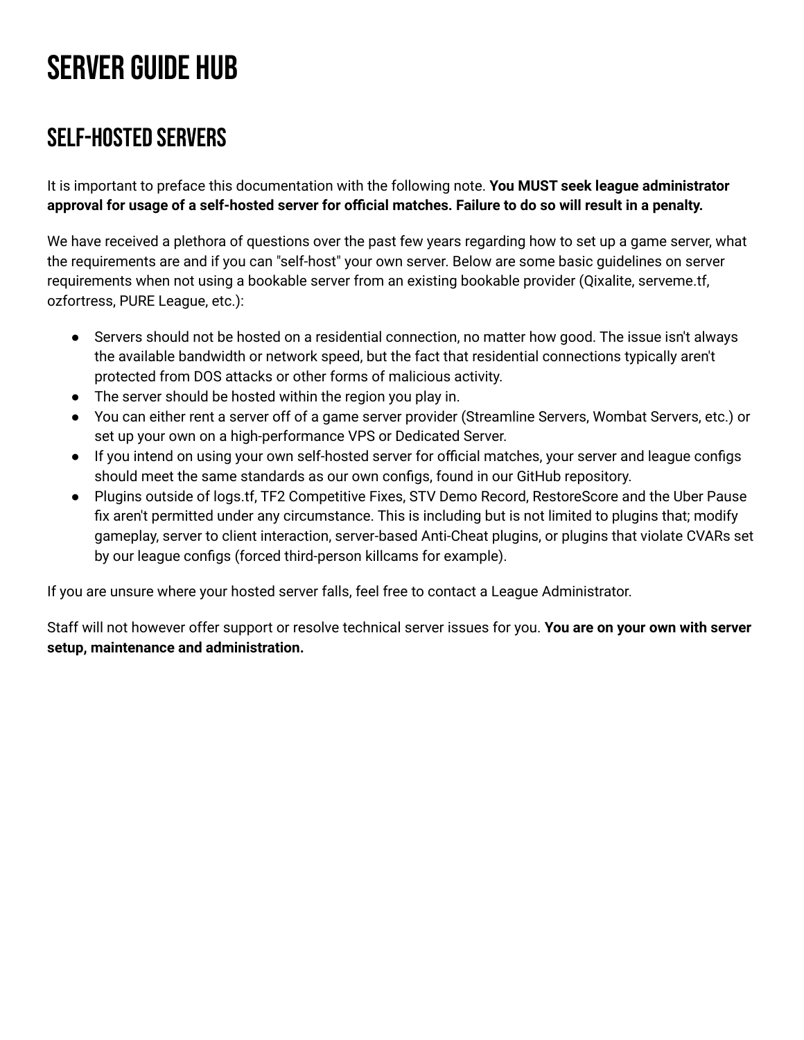# Server Guide Hub

## Self-Hosted Servers

It is important to preface this documentation with the following note. **You MUST seek league administrator approval for usage of a self-hosted server for official matches. Failure to do so will result in a penalty.**

We have received a plethora of questions over the past few years regarding how to set up a game server, what the requirements are and if you can "self-host" your own server. Below are some basic guidelines on server requirements when not using a bookable server from an existing bookable provider (Qixalite, serveme.tf, ozfortress, PURE League, etc.):

- Servers should not be hosted on a residential connection, no matter how good. The issue isn't always the available bandwidth or network speed, but the fact that residential connections typically aren't protected from DOS attacks or other forms of malicious activity.
- The server should be hosted within the region you play in.
- You can either rent a server off of a game server provider (Streamline Servers, Wombat Servers, etc.) or set up your own on a high-performance VPS or Dedicated Server.
- If you intend on using your own self-hosted server for official matches, your server and league configs should meet the same standards as our own configs, found in our GitHub repository.
- Plugins outside of logs.tf, TF2 Competitive Fixes, STV Demo Record, RestoreScore and the Uber Pause fix aren't permitted under any circumstance. This is including but is not limited to plugins that; modify gameplay, server to client interaction, server-based Anti-Cheat plugins, or plugins that violate CVARs set by our league configs (forced third-person killcams for example).

If you are unsure where your hosted server falls, feel free to contact a League Administrator.

Staff will not however offer support or resolve technical server issues for you. **You are on your own with server setup, maintenance and administration.**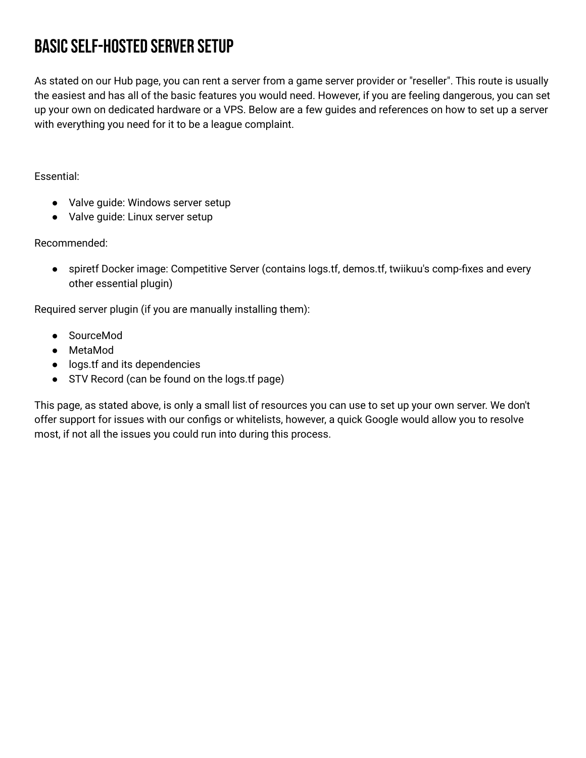# Basic Self-Hosted Server Setup

As stated on our Hub page, you can rent a server from a game server provider or "reseller". This route is usually the easiest and has all of the basic features you would need. However, if you are feeling dangerous, you can set up your own on dedicated hardware or a VPS. Below are a few guides and references on how to set up a server with everything you need for it to be a league complaint.

Essential:

- Valve guide: Windows server setup
- Valve guide: Linux server setup

Recommended:

- spiretf Docker image: Competitive Server (contains logs.tf, demos.tf, twiikuu's comp-fixes and every other essential plugin)

Required server plugin (if you are manually installing them):

- SourceMod
- MetaMod
- logs.tf and its dependencies
- STV Record (can be found on the logs.tf page)

This page, as stated above, is only a small list of resources you can use to set up your own server. We don't offer support for issues with our configs or whitelists, however, a quick Google would allow you to resolve most, if not all the issues you could run into during this process.